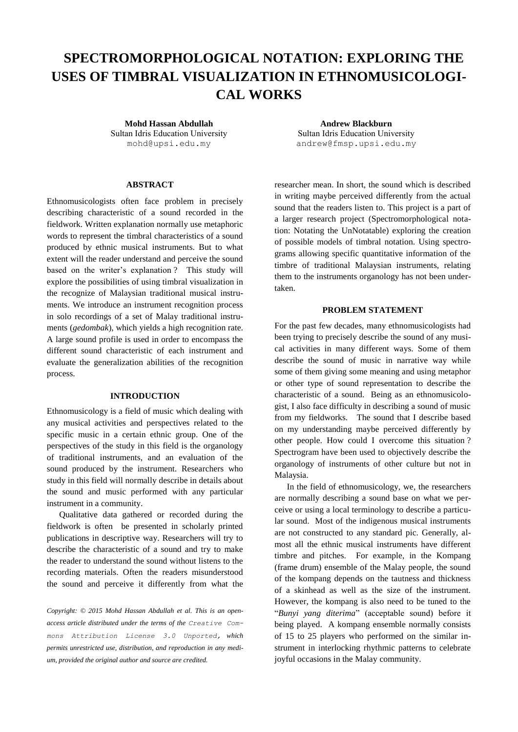# SPECTROMORPHOLOGICAL NOTATION: EXPLORING THE USES OF TIMBRAL VISUALIZATION IN ETHNOMUSICOLOGICAL WORKS

**Mohd Hassan Abdullah**
Sultan Idris Education University
mohd@upsi.edu.my

**Andrew Blackburn**
Sultan Idris Education University
andrew@fmsp.upsi.edu.my

## ABSTRACT

Ethnomusicologists often face problem in precisely describing characteristic of a sound recorded in the fieldwork. Written explanation normally use metaphoric words to represent the timbral characteristics of a sound produced by ethnic musical instruments. But to what extent will the reader understand and perceive the sound based on the writer's explanation ? This study will explore the possibilities of using timbral visualization in the recognize of Malaysian traditional musical instruments. We introduce an instrument recognition process in solo recordings of a set of Malay traditional instruments (*gedombak*), which yields a high recognition rate. A large sound profile is used in order to encompass the different sound characteristic of each instrument and evaluate the generalization abilities of the recognition process.

## INTRODUCTION

Ethnomusicology is a field of music which dealing with any musical activities and perspectives related to the specific music in a certain ethnic group. One of the perspectives of the study in this field is the organology of traditional instruments, and an evaluation of the sound produced by the instrument. Researchers who study in this field will normally describe in details about the sound and music performed with any particular instrument in a community.

Qualitative data gathered or recorded during the fieldwork is often be presented in scholarly printed publications in descriptive way. Researchers will try to describe the characteristic of a sound and try to make the reader to understand the sound without listens to the recording materials. Often the readers misunderstood the sound and perceive it differently from what the researcher mean. In short, the sound which is described in writing maybe perceived differently from the actual sound that the readers listen to. This project is a part of a larger research project (Spectromorphological notation: Notating the UnNotatable) exploring the creation of possible models of timbral notation. Using spectrograms allowing specific quantitative information of the timbre of traditional Malaysian instruments, relating them to the instruments organology has not been undertaken.

*Copyright: © 2015 Mohd Hassan Abdullah et al. This is an open-access article distributed under the terms of the Creative Commons Attribution License 3.0 Unported, which permits unrestricted use, distribution, and reproduction in any medium, provided the original author and source are credited.*

## PROBLEM STATEMENT

For the past few decades, many ethnomusicologists had been trying to precisely describe the sound of any musical activities in many different ways. Some of them describe the sound of music in narrative way while some of them giving some meaning and using metaphor or other type of sound representation to describe the characteristic of a sound. Being as an ethnomusicologist, I also face difficulty in describing a sound of music from my fieldworks. The sound that I describe based on my understanding maybe perceived differently by other people. How could I overcome this situation ? Spectrogram have been used to objectively describe the organology of instruments of other culture but not in Malaysia.

In the field of ethnomusicology, we, the researchers are normally describing a sound base on what we perceive or using a local terminology to describe a particular sound. Most of the indigenous musical instruments are not constructed to any standard pic. Generally, almost all the ethnic musical instruments have different timbre and pitches. For example, in the Kompang (frame drum) ensemble of the Malay people, the sound of the kompang depends on the tautness and thickness of a skinhead as well as the size of the instrument. However, the kompang is also need to be tuned to the "*Bunyi yang diterima*" (acceptable sound) before it being played. A kompang ensemble normally consists of 15 to 25 players who performed on the similar instrument in interlocking rhythmic patterns to celebrate joyful occasions in the Malay community.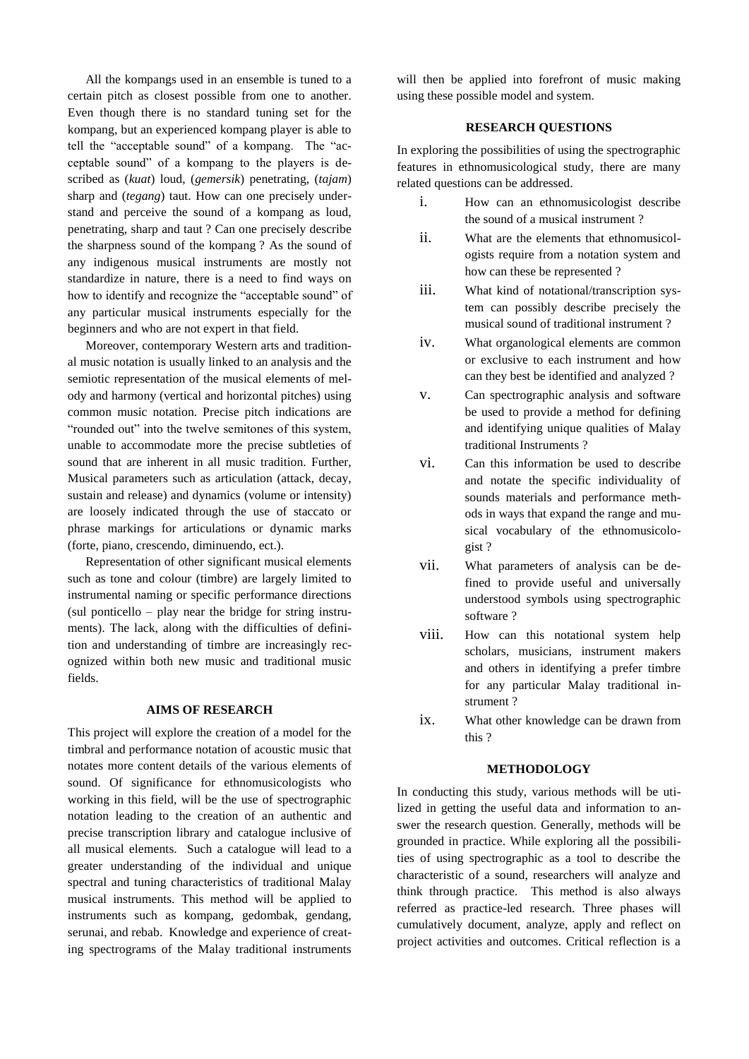All the kompangs used in an ensemble is tuned to a certain pitch as closest possible from one to another. Even though there is no standard tuning set for the kompang, but an experienced kompang player is able to tell the "acceptable sound" of a kompang. The "acceptable sound" of a kompang to the players is described as (*kuat*) loud, (*gemersik*) penetrating, (*tajam*) sharp and (*tegang*) taut. How can one precisely understand and perceive the sound of a kompang as loud, penetrating, sharp and taut ? Can one precisely describe the sharpness sound of the kompang ? As the sound of any indigenous musical instruments are mostly not standardize in nature, there is a need to find ways on how to identify and recognize the "acceptable sound" of any particular musical instruments especially for the beginners and who are not expert in that field.

Moreover, contemporary Western arts and traditional music notation is usually linked to an analysis and the semiotic representation of the musical elements of melody and harmony (vertical and horizontal pitches) using common music notation. Precise pitch indications are "rounded out" into the twelve semitones of this system, unable to accommodate more the precise subtleties of sound that are inherent in all music tradition. Further, Musical parameters such as articulation (attack, decay, sustain and release) and dynamics (volume or intensity) are loosely indicated through the use of staccato or phrase markings for articulations or dynamic marks (forte, piano, crescendo, diminuendo, ect.).

Representation of other significant musical elements such as tone and colour (timbre) are largely limited to instrumental naming or specific performance directions (sul ponticello – play near the bridge for string instruments). The lack, along with the difficulties of definition and understanding of timbre are increasingly recognized within both new music and traditional music fields.

## AIMS OF RESEARCH

This project will explore the creation of a model for the timbral and performance notation of acoustic music that notates more content details of the various elements of sound. Of significance for ethnomusicologists who working in this field, will be the use of spectrographic notation leading to the creation of an authentic and precise transcription library and catalogue inclusive of all musical elements. Such a catalogue will lead to a greater understanding of the individual and unique spectral and tuning characteristics of traditional Malay musical instruments. This method will be applied to instruments such as kompang, gedombak, gendang, serunai, and rebab. Knowledge and experience of creating spectrograms of the Malay traditional instruments will then be applied into forefront of music making using these possible model and system.

## RESEARCH QUESTIONS

In exploring the possibilities of using the spectrographic features in ethnomusicological study, there are many related questions can be addressed.

i. How can an ethnomusicologist describe the sound of a musical instrument ?

ii. What are the elements that ethnomusicologists require from a notation system and how can these be represented ?

iii. What kind of notational/transcription system can possibly describe precisely the musical sound of traditional instrument ?

iv. What organological elements are common or exclusive to each instrument and how can they best be identified and analyzed ?

v. Can spectrographic analysis and software be used to provide a method for defining and identifying unique qualities of Malay traditional Instruments ?

vi. Can this information be used to describe and notate the specific individuality of sounds materials and performance methods in ways that expand the range and musical vocabulary of the ethnomusicologist ?

vii. What parameters of analysis can be defined to provide useful and universally understood symbols using spectrographic software ?

viii. How can this notational system help scholars, musicians, instrument makers and others in identifying a prefer timbre for any particular Malay traditional instrument ?

ix. What other knowledge can be drawn from this ?

## METHODOLOGY

In conducting this study, various methods will be utilized in getting the useful data and information to answer the research question. Generally, methods will be grounded in practice. While exploring all the possibilities of using spectrographic as a tool to describe the characteristic of a sound, researchers will analyze and think through practice. This method is also always referred as practice-led research. Three phases will cumulatively document, analyze, apply and reflect on project activities and outcomes. Critical reflection is a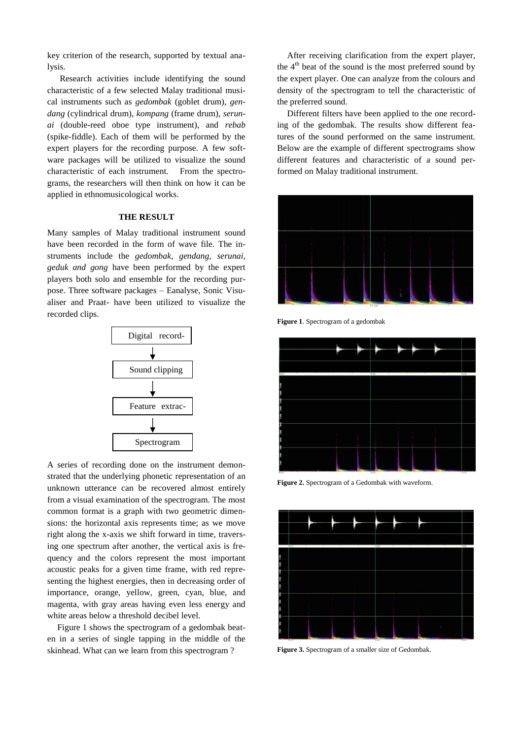key criterion of the research, supported by textual analysis.

Research activities include identifying the sound characteristic of a few selected Malay traditional musical instruments such as *gedombak* (goblet drum), *gendang* (cylindrical drum), *kompang* (frame drum), *serunai* (double-reed oboe type instrument), and *rebab* (spike-fiddle). Each of them will be performed by the expert players for the recording purpose. A few software packages will be utilized to visualize the sound characteristic of each instrument. From the spectrograms, the researchers will then think on how it can be applied in ethnomusicological works.

### THE RESULT

Many samples of Malay traditional instrument sound have been recorded in the form of wave file. The instruments include the *gedombak, gendang, serunai, geduk and gong* have been performed by the expert players both solo and ensemble for the recording purpose. Three software packages – Eanalyse, Sonic Visualiser and Praat- have been utilized to visualize the recorded clips.

Digital record- → Sound clipping → Feature extrac- → Spectrogram

A series of recording done on the instrument demonstrated that the underlying phonetic representation of an unknown utterance can be recovered almost entirely from a visual examination of the spectrogram. The most common format is a graph with two geometric dimensions: the horizontal axis represents time; as we move right along the x-axis we shift forward in time, traversing one spectrum after another, the vertical axis is frequency and the colors represent the most important acoustic peaks for a given time frame, with red representing the highest energies, then in decreasing order of importance, orange, yellow, green, cyan, blue, and magenta, with gray areas having even less energy and white areas below a threshold decibel level.

Figure 1 shows the spectrogram of a gedombak beaten in a series of single tapping in the middle of the skinhead. What can we learn from this spectrogram ?

After receiving clarification from the expert player, the 4th beat of the sound is the most preferred sound by the expert player. One can analyze from the colours and density of the spectrogram to tell the characteristic of the preferred sound.

Different filters have been applied to the one recording of the gedombak. The results show different features of the sound performed on the same instrument. Below are the example of different spectrograms show different features and characteristic of a sound performed on Malay traditional instrument.

**Figure 1**. Spectrogram of a gedombak

**Figure 2.** Spectrogram of a Gedombak with waveform.

**Figure 3.** Spectrogram of a smaller size of Gedombak.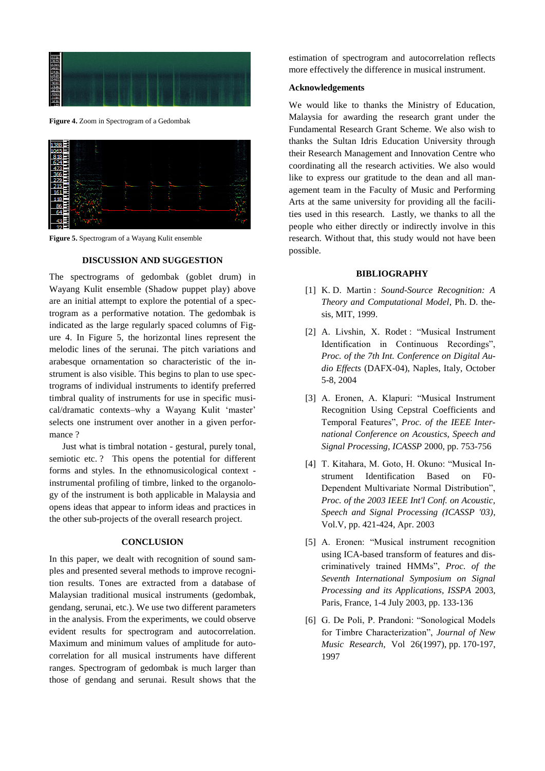**Figure 4.** Zoom in Spectrogram of a Gedombak

**Figure 5.** Spectrogram of a Wayang Kulit ensemble

## DISCUSSION AND SUGGESTION

The spectrograms of gedombak (goblet drum) in Wayang Kulit ensemble (Shadow puppet play) above are an initial attempt to explore the potential of a spectrogram as a performative notation. The gedombak is indicated as the large regularly spaced columns of Figure 4. In Figure 5, the horizontal lines represent the melodic lines of the serunai. The pitch variations and arabesque ornamentation so characteristic of the instrument is also visible. This begins to plan to use spectrograms of individual instruments to identify preferred timbral quality of instruments for use in specific musical/dramatic contexts–why a Wayang Kulit 'master' selects one instrument over another in a given performance ?

Just what is timbral notation - gestural, purely tonal, semiotic etc. ? This opens the potential for different forms and styles. In the ethnomusicological context - instrumental profiling of timbre, linked to the organology of the instrument is both applicable in Malaysia and opens ideas that appear to inform ideas and practices in the other sub-projects of the overall research project.

## CONCLUSION

In this paper, we dealt with recognition of sound samples and presented several methods to improve recognition results. Tones are extracted from a database of Malaysian traditional musical instruments (gedombak, gendang, serunai, etc.). We use two different parameters in the analysis. From the experiments, we could observe evident results for spectrogram and autocorrelation. Maximum and minimum values of amplitude for autocorrelation for all musical instruments have different ranges. Spectrogram of gedombak is much larger than those of gendang and serunai. Result shows that the estimation of spectrogram and autocorrelation reflects more effectively the difference in musical instrument.

### Acknowledgements

We would like to thanks the Ministry of Education, Malaysia for awarding the research grant under the Fundamental Research Grant Scheme. We also wish to thanks the Sultan Idris Education University through their Research Management and Innovation Centre who coordinating all the research activities. We also would like to express our gratitude to the dean and all management team in the Faculty of Music and Performing Arts at the same university for providing all the facilities used in this research. Lastly, we thanks to all the people who either directly or indirectly involve in this research. Without that, this study would not have been possible.

## BIBLIOGRAPHY

[1] K. D. Martin : *Sound-Source Recognition: A Theory and Computational Model*, Ph. D. thesis, MIT, 1999.

[2] A. Livshin, X. Rodet : "Musical Instrument Identification in Continuous Recordings", *Proc. of the 7th Int. Conference on Digital Audio Effects* (DAFX-04), Naples, Italy, October 5-8, 2004

[3] A. Eronen, A. Klapuri: "Musical Instrument Recognition Using Cepstral Coefficients and Temporal Features", *Proc. of the IEEE International Conference on Acoustics, Speech and Signal Processing, ICASSP* 2000, pp. 753-756

[4] T. Kitahara, M. Goto, H. Okuno: "Musical Instrument Identification Based on F0-Dependent Multivariate Normal Distribution", *Proc. of the 2003 IEEE Int'l Conf. on Acoustic, Speech and Signal Processing (ICASSP '03)*, Vol.V, pp. 421-424, Apr. 2003

[5] A. Eronen: "Musical instrument recognition using ICA-based transform of features and discriminatively trained HMMs", *Proc. of the Seventh International Symposium on Signal Processing and its Applications, ISSPA* 2003, Paris, France, 1-4 July 2003, pp. 133-136

[6] G. De Poli, P. Prandoni: "Sonological Models for Timbre Characterization", *Journal of New Music Research*, Vol 26(1997), pp. 170-197, 1997